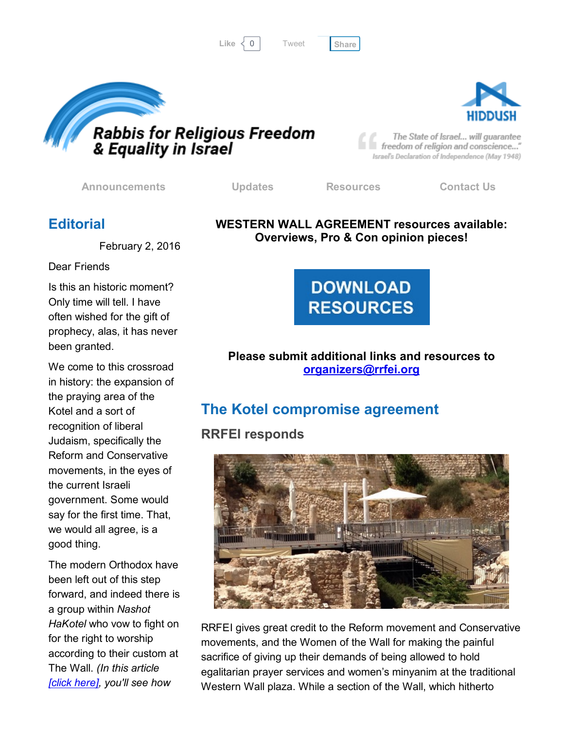Like 0 Tweet Share

# Rabbis for Religious Freedom & Equality in Israel

HIDDUSH

"The State of Israel... will guarantee freedom of religion and conscience..."
Israel's Declaration of Independence (May 1948)

Announcements Updates Resources Contact Us

## Editorial

February 2, 2016

Dear Friends

Is this an historic moment? Only time will tell. I have often wished for the gift of prophecy, alas, it has never been granted.

We come to this crossroad in history: the expansion of the praying area of the Kotel and a sort of recognition of liberal Judaism, specifically the Reform and Conservative movements, in the eyes of the current Israeli government. Some would say for the first time. That, we would all agree, is a good thing.

The modern Orthodox have been left out of this step forward, and indeed there is a group within *Nashot HaKotel* who vow to fight on for the right to worship according to their custom at The Wall. *(In this article [click here], you'll see how*

**WESTERN WALL AGREEMENT resources available: Overviews, Pro & Con opinion pieces!**

**DOWNLOAD RESOURCES**

**Please submit additional links and resources to organizers@rrfei.org**

## The Kotel compromise agreement

### RRFEI responds

RRFEI gives great credit to the Reform movement and Conservative movements, and the Women of the Wall for making the painful sacrifice of giving up their demands of being allowed to hold egalitarian prayer services and women's minyanim at the traditional Western Wall plaza. While a section of the Wall, which hitherto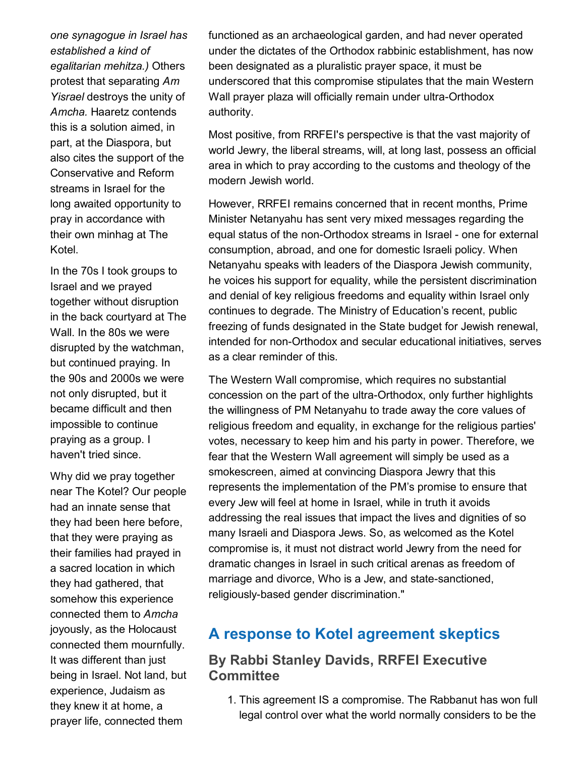*one synagogue in Israel has established a kind of egalitarian mehitza.)* Others protest that separating *Am Yisrael* destroys the unity of *Amcha.* Haaretz contends this is a solution aimed, in part, at the Diaspora, but also cites the support of the Conservative and Reform streams in Israel for the long awaited opportunity to pray in accordance with their own minhag at The Kotel.

In the 70s I took groups to Israel and we prayed together without disruption in the back courtyard at The Wall. In the 80s we were disrupted by the watchman, but continued praying. In the 90s and 2000s we were not only disrupted, but it became difficult and then impossible to continue praying as a group. I haven't tried since.

Why did we pray together near The Kotel? Our people had an innate sense that they had been here before, that they were praying as their families had prayed in a sacred location in which they had gathered, that somehow this experience connected them to *Amcha* joyously, as the Holocaust connected them mournfully. It was different than just being in Israel. Not land, but experience, Judaism as they knew it at home, a prayer life, connected them

functioned as an archaeological garden, and had never operated under the dictates of the Orthodox rabbinic establishment, has now been designated as a pluralistic prayer space, it must be underscored that this compromise stipulates that the main Western Wall prayer plaza will officially remain under ultra-Orthodox authority.

Most positive, from RRFEI's perspective is that the vast majority of world Jewry, the liberal streams, will, at long last, possess an official area in which to pray according to the customs and theology of the modern Jewish world.

However, RRFEI remains concerned that in recent months, Prime Minister Netanyahu has sent very mixed messages regarding the equal status of the non-Orthodox streams in Israel - one for external consumption, abroad, and one for domestic Israeli policy. When Netanyahu speaks with leaders of the Diaspora Jewish community, he voices his support for equality, while the persistent discrimination and denial of key religious freedoms and equality within Israel only continues to degrade. The Ministry of Education's recent, public freezing of funds designated in the State budget for Jewish renewal, intended for non-Orthodox and secular educational initiatives, serves as a clear reminder of this.

The Western Wall compromise, which requires no substantial concession on the part of the ultra-Orthodox, only further highlights the willingness of PM Netanyahu to trade away the core values of religious freedom and equality, in exchange for the religious parties' votes, necessary to keep him and his party in power. Therefore, we fear that the Western Wall agreement will simply be used as a smokescreen, aimed at convincing Diaspora Jewry that this represents the implementation of the PM's promise to ensure that every Jew will feel at home in Israel, while in truth it avoids addressing the real issues that impact the lives and dignities of so many Israeli and Diaspora Jews. So, as welcomed as the Kotel compromise is, it must not distract world Jewry from the need for dramatic changes in Israel in such critical arenas as freedom of marriage and divorce, Who is a Jew, and state-sanctioned, religiously-based gender discrimination."

## A response to Kotel agreement skeptics

### By Rabbi Stanley Davids, RRFEI Executive Committee

1. This agreement IS a compromise. The Rabbanut has won full legal control over what the world normally considers to be the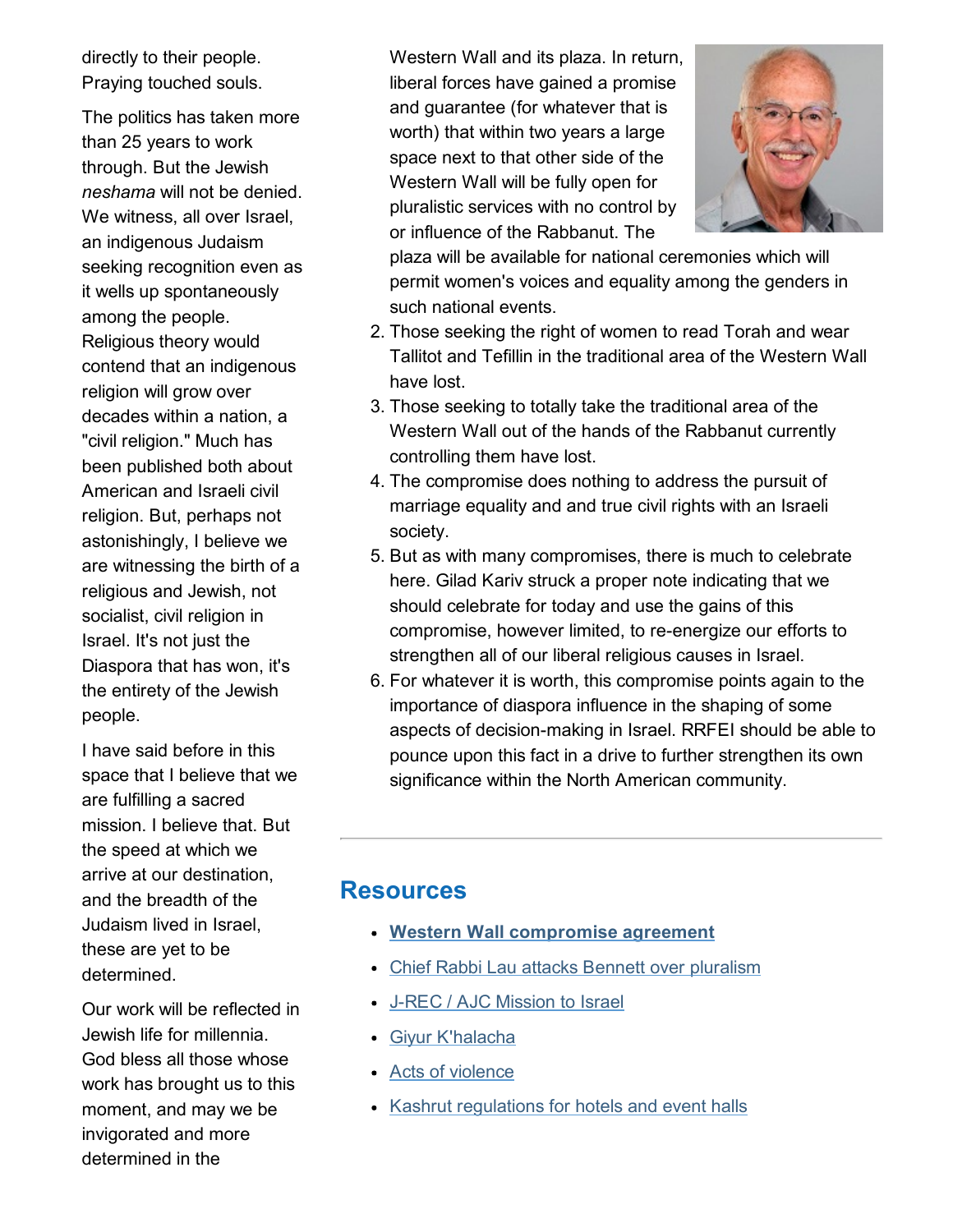directly to their people. Praying touched souls.

The politics has taken more than 25 years to work through. But the Jewish *neshama* will not be denied. We witness, all over Israel, an indigenous Judaism seeking recognition even as it wells up spontaneously among the people. Religious theory would contend that an indigenous religion will grow over decades within a nation, a "civil religion." Much has been published both about American and Israeli civil religion. But, perhaps not astonishingly, I believe we are witnessing the birth of a religious and Jewish, not socialist, civil religion in Israel. It's not just the Diaspora that has won, it's the entirety of the Jewish people.

I have said before in this space that I believe that we are fulfilling a sacred mission. I believe that. But the speed at which we arrive at our destination, and the breadth of the Judaism lived in Israel, these are yet to be determined.

Our work will be reflected in Jewish life for millennia. God bless all those whose work has brought us to this moment, and may we be invigorated and more determined in the

Western Wall and its plaza. In return, liberal forces have gained a promise and guarantee (for whatever that is worth) that within two years a large space next to that other side of the Western Wall will be fully open for pluralistic services with no control by or influence of the Rabbanut. The plaza will be available for national ceremonies which will permit women's voices and equality among the genders in such national events.

2. Those seeking the right of women to read Torah and wear Tallitot and Tefillin in the traditional area of the Western Wall have lost.
3. Those seeking to totally take the traditional area of the Western Wall out of the hands of the Rabbanut currently controlling them have lost.
4. The compromise does nothing to address the pursuit of marriage equality and and true civil rights with an Israeli society.
5. But as with many compromises, there is much to celebrate here. Gilad Kariv struck a proper note indicating that we should celebrate for today and use the gains of this compromise, however limited, to re-energize our efforts to strengthen all of our liberal religious causes in Israel.
6. For whatever it is worth, this compromise points again to the importance of diaspora influence in the shaping of some aspects of decision-making in Israel. RRFEI should be able to pounce upon this fact in a drive to further strengthen its own significance within the North American community.

---

## Resources

- **Western Wall compromise agreement**
- Chief Rabbi Lau attacks Bennett over pluralism
- J-REC / AJC Mission to Israel
- Giyur K'halacha
- Acts of violence
- Kashrut regulations for hotels and event halls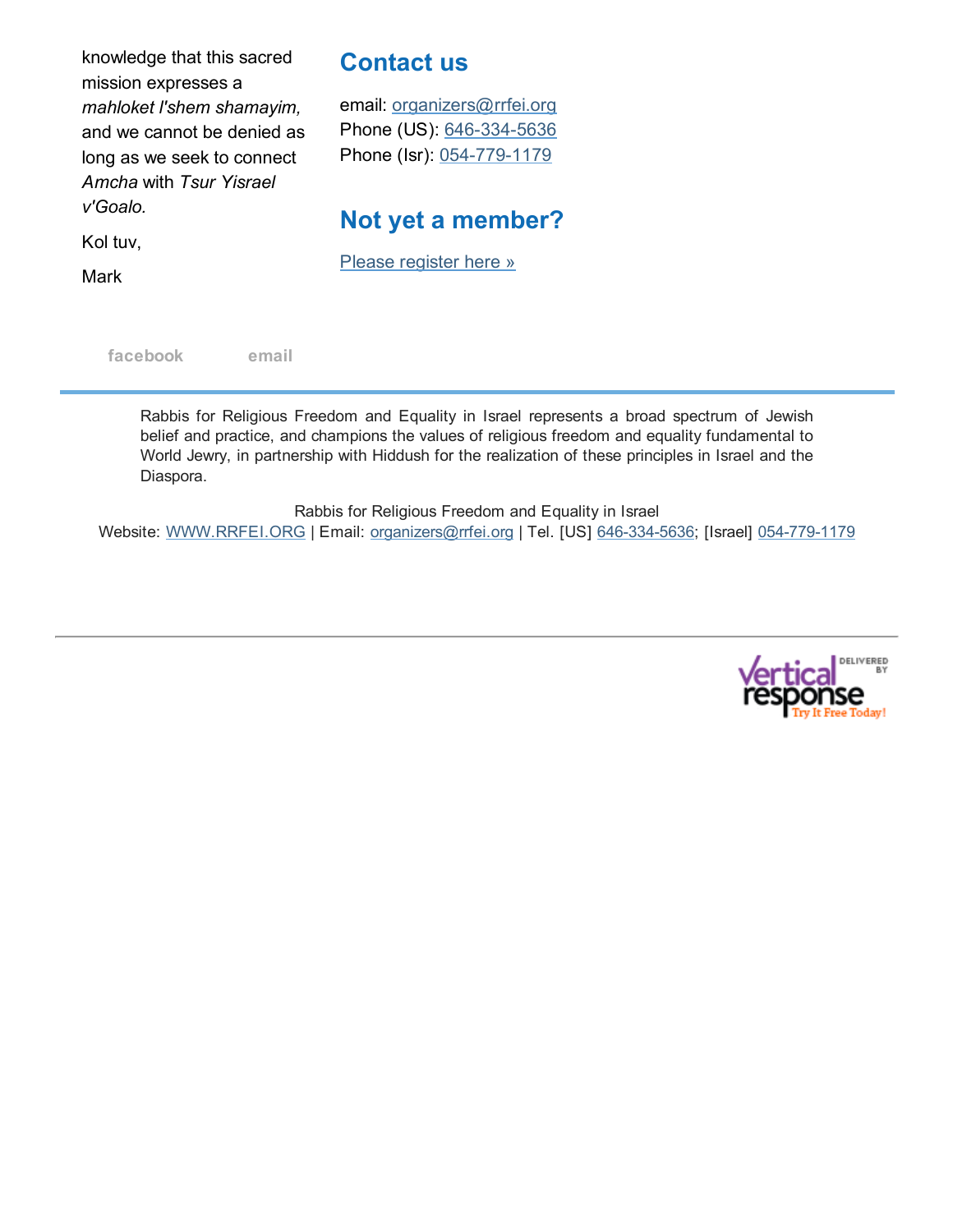knowledge that this sacred mission expresses a *mahloket l'shem shamayim,* and we cannot be denied as long as we seek to connect *Amcha* with *Tsur Yisrael v'Goalo.*

Kol tuv,

Mark

## Contact us

email: organizers@rrfei.org
Phone (US): 646-334-5636
Phone (Isr): 054-779-1179

## Not yet a member?

Please register here »

facebook email

---

Rabbis for Religious Freedom and Equality in Israel represents a broad spectrum of Jewish belief and practice, and champions the values of religious freedom and equality fundamental to World Jewry, in partnership with Hiddush for the realization of these principles in Israel and the Diaspora.

Rabbis for Religious Freedom and Equality in Israel
Website: WWW.RRFEI.ORG | Email: organizers@rrfei.org | Tel. [US] 646-334-5636; [Israel] 054-779-1179

---

Vertical response DELIVERED BY Try It Free Today!